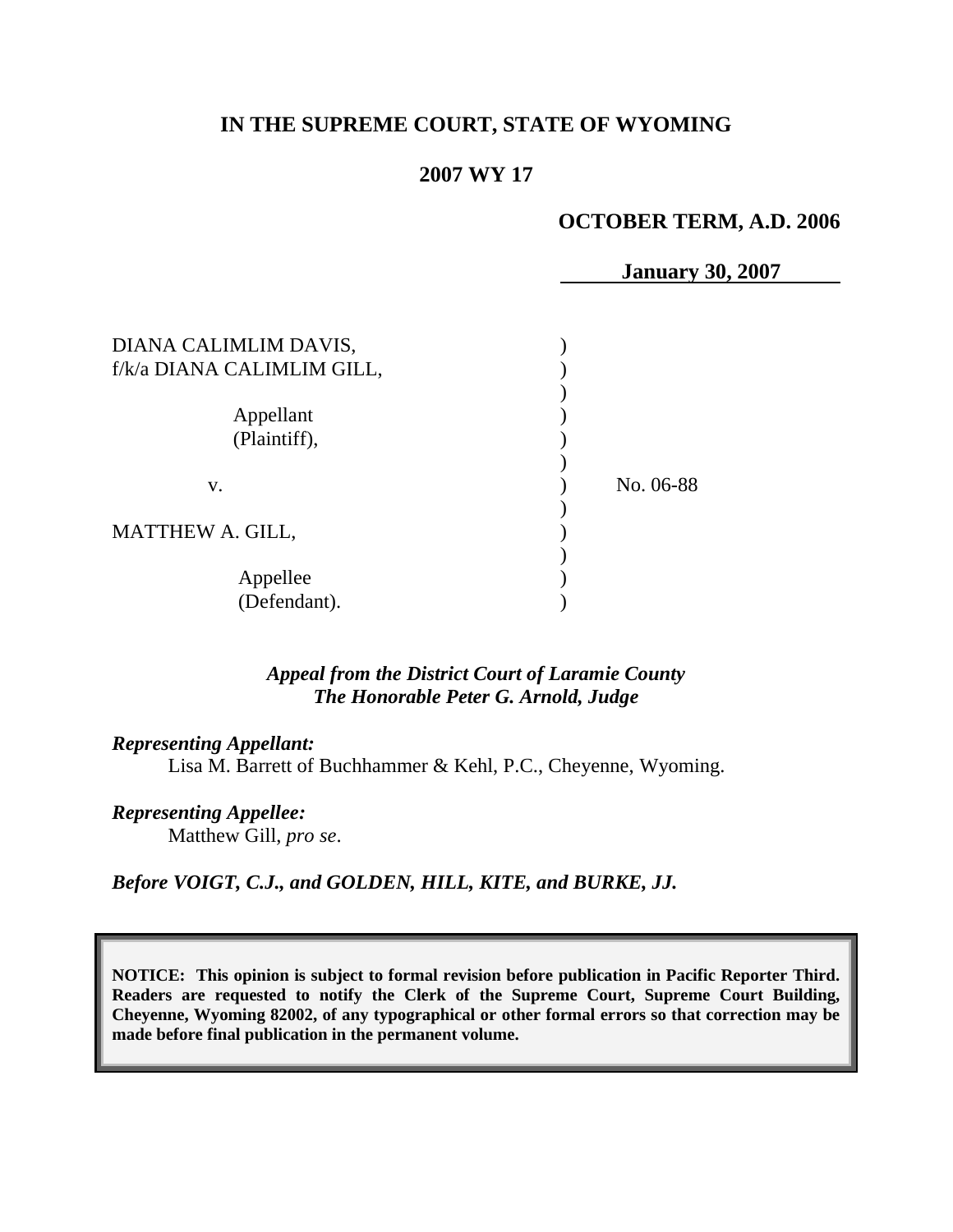**IN THE SUPREME COURT, STATE OF WYOMING**

**2007 WY 17**

**OCTOBER TERM, A.D. 2006**

**January 30, 2007**

DIANA CALIMLIM DAVIS,
f/k/a DIANA CALIMLIM GILL,

Appellant
(Plaintiff),

v.

MATTHEW A. GILL,

Appellee
(Defendant).

No. 06-88

*Appeal from the District Court of Laramie County*
*The Honorable Peter G. Arnold, Judge*

*Representing Appellant:*
Lisa M. Barrett of Buchhammer & Kehl, P.C., Cheyenne, Wyoming.

*Representing Appellee:*
Matthew Gill, *pro se*.

*Before VOIGT, C.J., and GOLDEN, HILL, KITE, and BURKE, JJ.*

**NOTICE: This opinion is subject to formal revision before publication in Pacific Reporter Third. Readers are requested to notify the Clerk of the Supreme Court, Supreme Court Building, Cheyenne, Wyoming 82002, of any typographical or other formal errors so that correction may be made before final publication in the permanent volume.**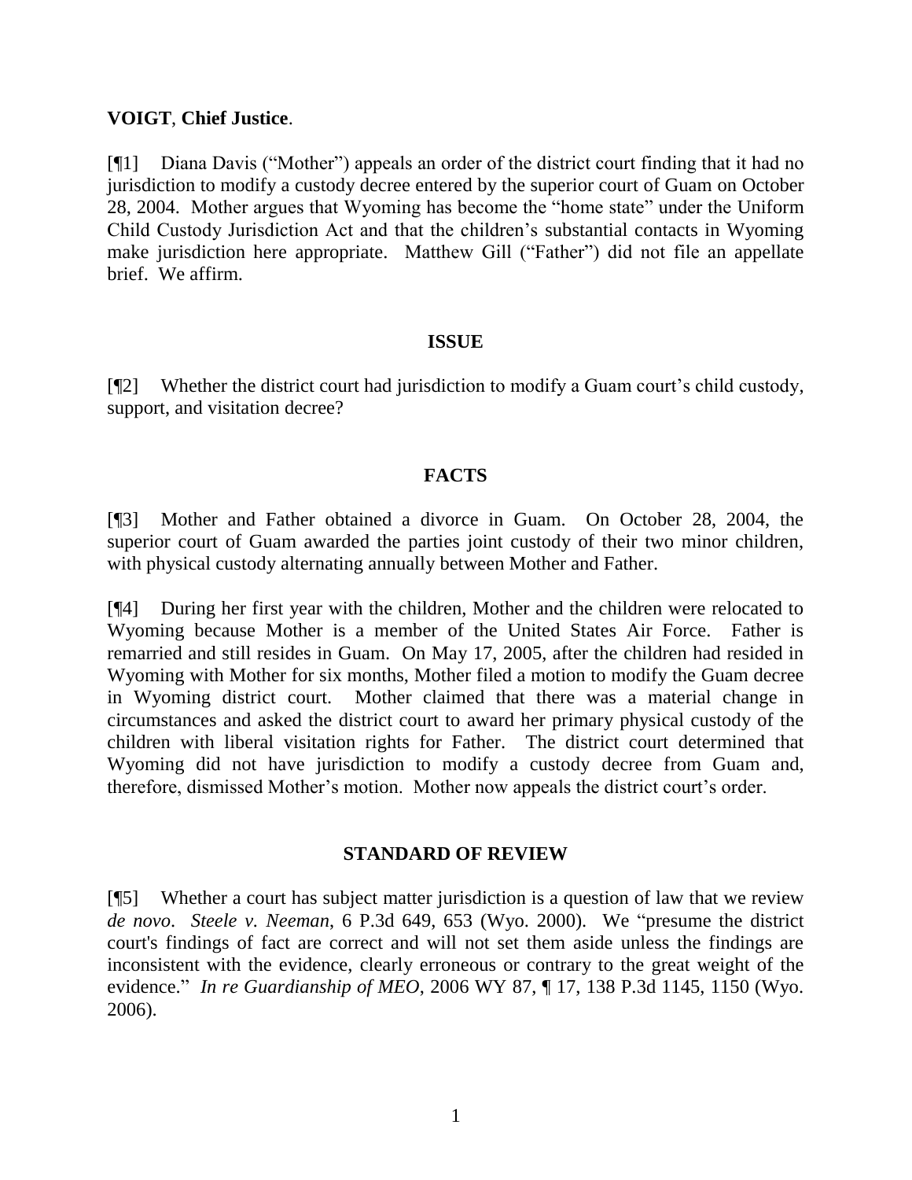**VOIGT**, **Chief Justice**.

[¶1] Diana Davis ("Mother") appeals an order of the district court finding that it had no jurisdiction to modify a custody decree entered by the superior court of Guam on October 28, 2004. Mother argues that Wyoming has become the "home state" under the Uniform Child Custody Jurisdiction Act and that the children's substantial contacts in Wyoming make jurisdiction here appropriate. Matthew Gill ("Father") did not file an appellate brief. We affirm.

## ISSUE

[¶2] Whether the district court had jurisdiction to modify a Guam court's child custody, support, and visitation decree?

## FACTS

[¶3] Mother and Father obtained a divorce in Guam. On October 28, 2004, the superior court of Guam awarded the parties joint custody of their two minor children, with physical custody alternating annually between Mother and Father.

[¶4] During her first year with the children, Mother and the children were relocated to Wyoming because Mother is a member of the United States Air Force. Father is remarried and still resides in Guam. On May 17, 2005, after the children had resided in Wyoming with Mother for six months, Mother filed a motion to modify the Guam decree in Wyoming district court. Mother claimed that there was a material change in circumstances and asked the district court to award her primary physical custody of the children with liberal visitation rights for Father. The district court determined that Wyoming did not have jurisdiction to modify a custody decree from Guam and, therefore, dismissed Mother's motion. Mother now appeals the district court's order.

## STANDARD OF REVIEW

[¶5] Whether a court has subject matter jurisdiction is a question of law that we review *de novo*. *Steele v. Neeman*, 6 P.3d 649, 653 (Wyo. 2000). We "presume the district court's findings of fact are correct and will not set them aside unless the findings are inconsistent with the evidence, clearly erroneous or contrary to the great weight of the evidence." *In re Guardianship of MEO*, 2006 WY 87, ¶ 17, 138 P.3d 1145, 1150 (Wyo. 2006).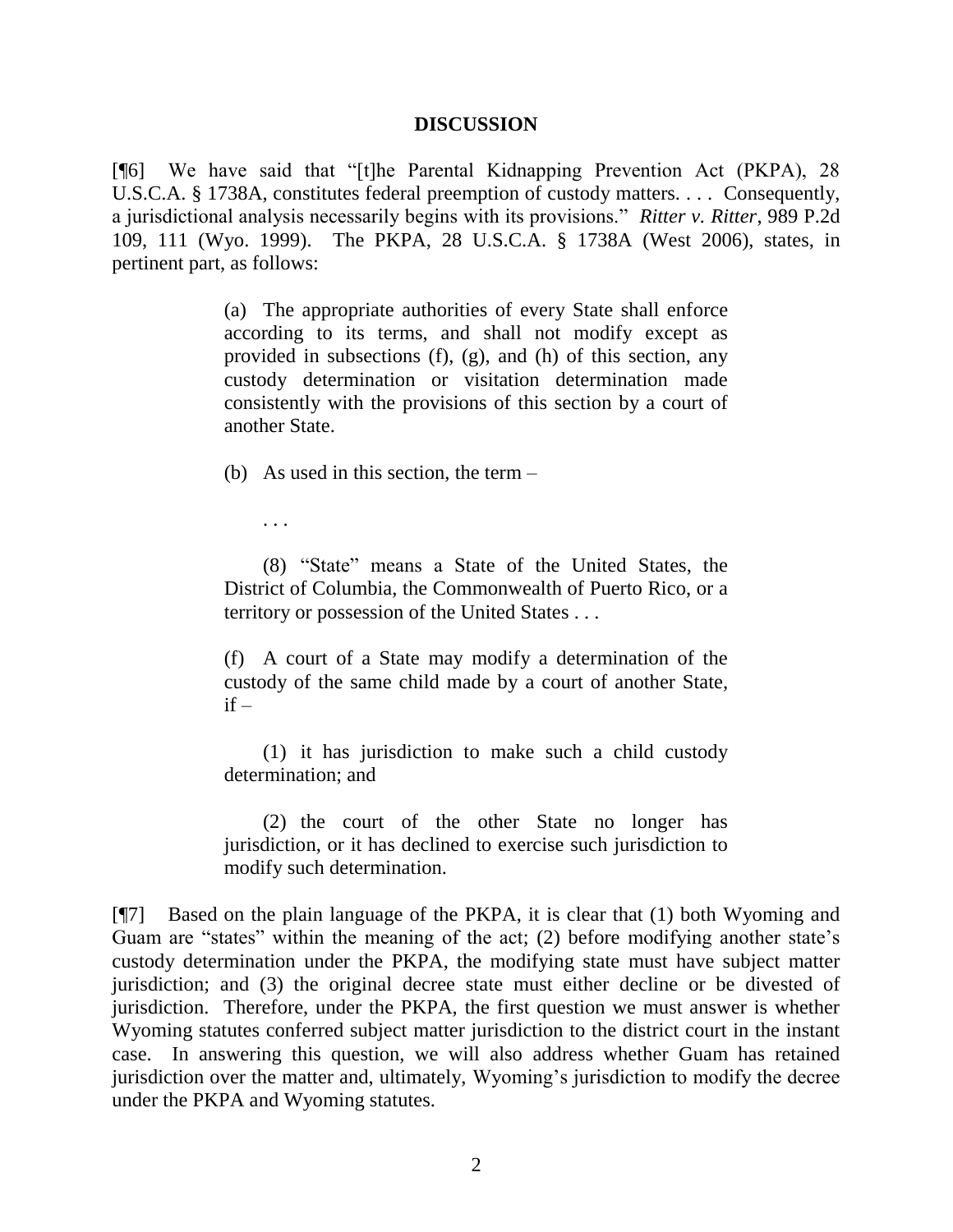## DISCUSSION

[¶6] We have said that "[t]he Parental Kidnapping Prevention Act (PKPA), 28 U.S.C.A. § 1738A, constitutes federal preemption of custody matters. . . . Consequently, a jurisdictional analysis necessarily begins with its provisions." *Ritter v. Ritter*, 989 P.2d 109, 111 (Wyo. 1999). The PKPA, 28 U.S.C.A. § 1738A (West 2006), states, in pertinent part, as follows:

> (a) The appropriate authorities of every State shall enforce according to its terms, and shall not modify except as provided in subsections (f), (g), and (h) of this section, any custody determination or visitation determination made consistently with the provisions of this section by a court of another State.
>
> (b) As used in this section, the term –
>
> . . .
>
> (8) "State" means a State of the United States, the District of Columbia, the Commonwealth of Puerto Rico, or a territory or possession of the United States . . .
>
> (f) A court of a State may modify a determination of the custody of the same child made by a court of another State, if –
>
> (1) it has jurisdiction to make such a child custody determination; and
>
> (2) the court of the other State no longer has jurisdiction, or it has declined to exercise such jurisdiction to modify such determination.

[¶7] Based on the plain language of the PKPA, it is clear that (1) both Wyoming and Guam are "states" within the meaning of the act; (2) before modifying another state's custody determination under the PKPA, the modifying state must have subject matter jurisdiction; and (3) the original decree state must either decline or be divested of jurisdiction. Therefore, under the PKPA, the first question we must answer is whether Wyoming statutes conferred subject matter jurisdiction to the district court in the instant case. In answering this question, we will also address whether Guam has retained jurisdiction over the matter and, ultimately, Wyoming's jurisdiction to modify the decree under the PKPA and Wyoming statutes.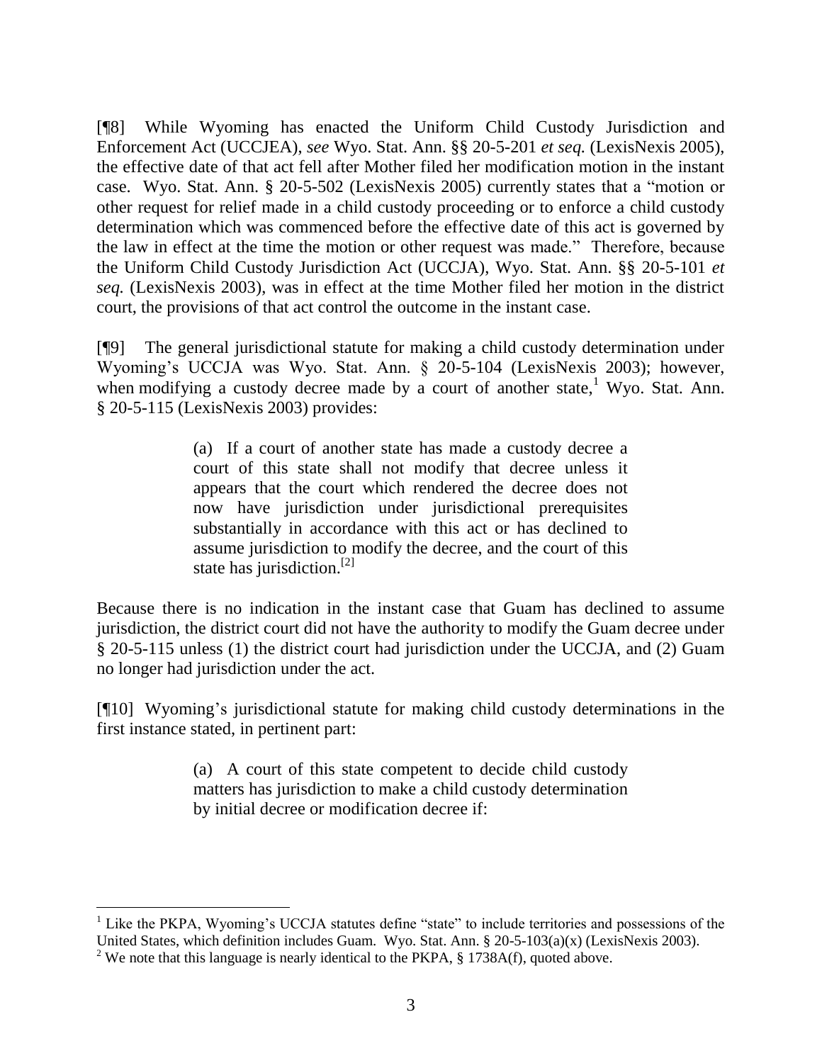[¶8] While Wyoming has enacted the Uniform Child Custody Jurisdiction and Enforcement Act (UCCJEA), *see* Wyo. Stat. Ann. §§ 20-5-201 *et seq.* (LexisNexis 2005), the effective date of that act fell after Mother filed her modification motion in the instant case. Wyo. Stat. Ann. § 20-5-502 (LexisNexis 2005) currently states that a "motion or other request for relief made in a child custody proceeding or to enforce a child custody determination which was commenced before the effective date of this act is governed by the law in effect at the time the motion or other request was made." Therefore, because the Uniform Child Custody Jurisdiction Act (UCCJA), Wyo. Stat. Ann. §§ 20-5-101 *et seq.* (LexisNexis 2003), was in effect at the time Mother filed her motion in the district court, the provisions of that act control the outcome in the instant case.

[¶9] The general jurisdictional statute for making a child custody determination under Wyoming's UCCJA was Wyo. Stat. Ann. § 20-5-104 (LexisNexis 2003); however, when modifying a custody decree made by a court of another state,[1] Wyo. Stat. Ann. § 20-5-115 (LexisNexis 2003) provides:

> (a) If a court of another state has made a custody decree a court of this state shall not modify that decree unless it appears that the court which rendered the decree does not now have jurisdiction under jurisdictional prerequisites substantially in accordance with this act or has declined to assume jurisdiction to modify the decree, and the court of this state has jurisdiction.[2]

Because there is no indication in the instant case that Guam has declined to assume jurisdiction, the district court did not have the authority to modify the Guam decree under § 20-5-115 unless (1) the district court had jurisdiction under the UCCJA, and (2) Guam no longer had jurisdiction under the act.

[¶10] Wyoming's jurisdictional statute for making child custody determinations in the first instance stated, in pertinent part:

> (a) A court of this state competent to decide child custody matters has jurisdiction to make a child custody determination by initial decree or modification decree if:

---

[1] Like the PKPA, Wyoming's UCCJA statutes define "state" to include territories and possessions of the United States, which definition includes Guam. Wyo. Stat. Ann. § 20-5-103(a)(x) (LexisNexis 2003).

[2] We note that this language is nearly identical to the PKPA, § 1738A(f), quoted above.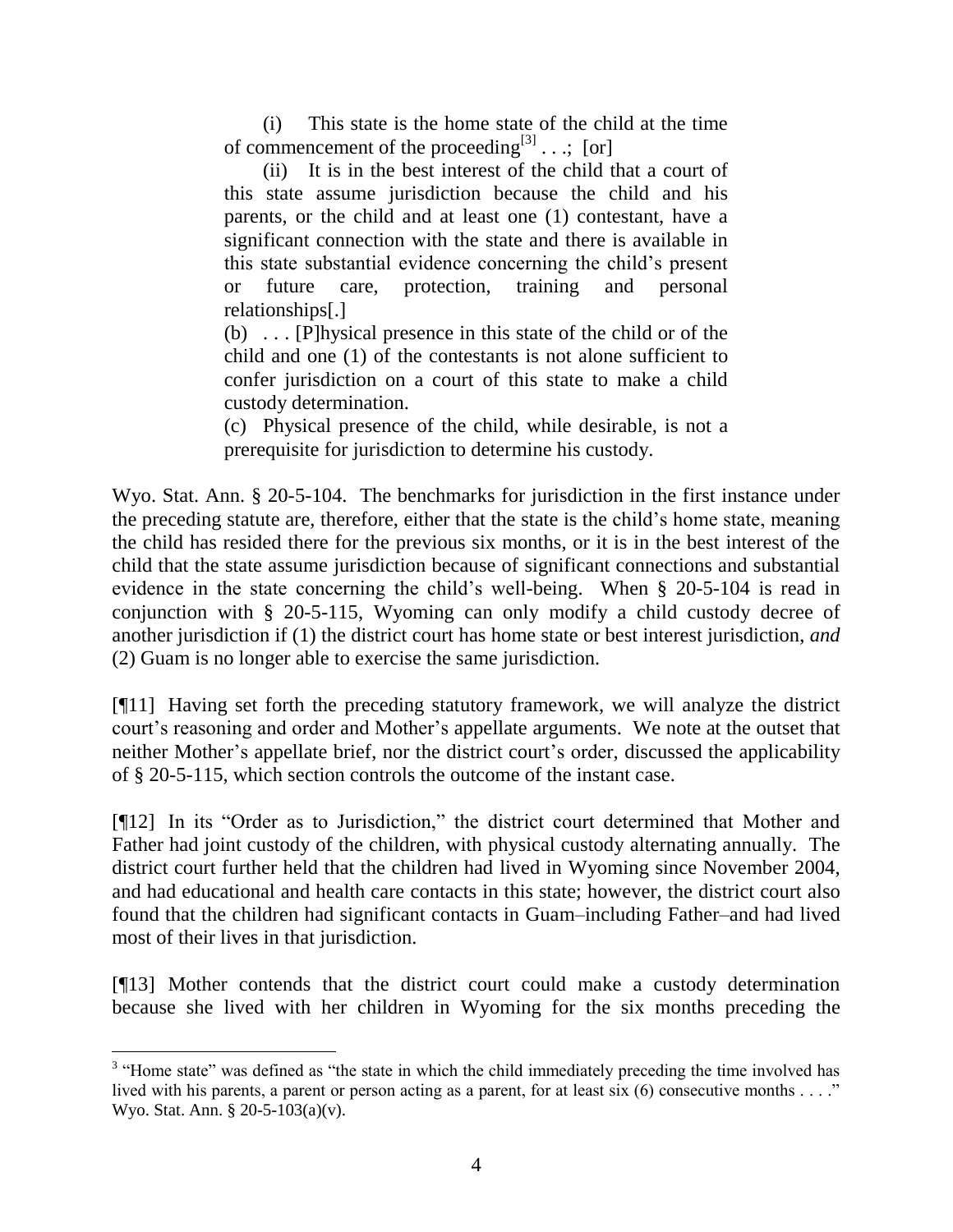(i) This state is the home state of the child at the time of commencement of the proceeding[3] . . .; [or]

(ii) It is in the best interest of the child that a court of this state assume jurisdiction because the child and his parents, or the child and at least one (1) contestant, have a significant connection with the state and there is available in this state substantial evidence concerning the child's present or future care, protection, training and personal relationships[.]

(b) . . . [P]hysical presence in this state of the child or of the child and one (1) of the contestants is not alone sufficient to confer jurisdiction on a court of this state to make a child custody determination.

(c) Physical presence of the child, while desirable, is not a prerequisite for jurisdiction to determine his custody.

Wyo. Stat. Ann. § 20-5-104. The benchmarks for jurisdiction in the first instance under the preceding statute are, therefore, either that the state is the child's home state, meaning the child has resided there for the previous six months, or it is in the best interest of the child that the state assume jurisdiction because of significant connections and substantial evidence in the state concerning the child's well-being. When § 20-5-104 is read in conjunction with § 20-5-115, Wyoming can only modify a child custody decree of another jurisdiction if (1) the district court has home state or best interest jurisdiction, *and* (2) Guam is no longer able to exercise the same jurisdiction.

[¶11] Having set forth the preceding statutory framework, we will analyze the district court's reasoning and order and Mother's appellate arguments. We note at the outset that neither Mother's appellate brief, nor the district court's order, discussed the applicability of § 20-5-115, which section controls the outcome of the instant case.

[¶12] In its "Order as to Jurisdiction," the district court determined that Mother and Father had joint custody of the children, with physical custody alternating annually. The district court further held that the children had lived in Wyoming since November 2004, and had educational and health care contacts in this state; however, the district court also found that the children had significant contacts in Guam–including Father–and had lived most of their lives in that jurisdiction.

[¶13] Mother contends that the district court could make a custody determination because she lived with her children in Wyoming for the six months preceding the

[3] "Home state" was defined as "the state in which the child immediately preceding the time involved has lived with his parents, a parent or person acting as a parent, for at least six (6) consecutive months . . . ." Wyo. Stat. Ann. § 20-5-103(a)(v).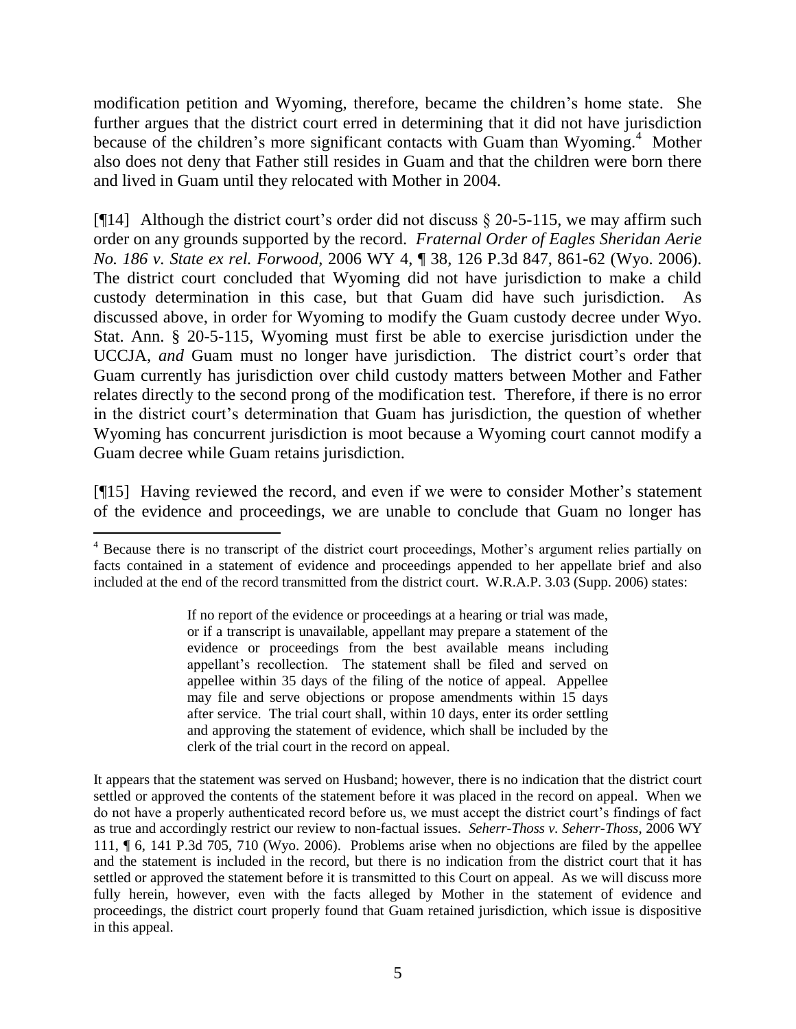modification petition and Wyoming, therefore, became the children's home state. She further argues that the district court erred in determining that it did not have jurisdiction because of the children's more significant contacts with Guam than Wyoming.[4] Mother also does not deny that Father still resides in Guam and that the children were born there and lived in Guam until they relocated with Mother in 2004.

[¶14] Although the district court's order did not discuss § 20-5-115, we may affirm such order on any grounds supported by the record. *Fraternal Order of Eagles Sheridan Aerie No. 186 v. State ex rel. Forwood*, 2006 WY 4, ¶ 38, 126 P.3d 847, 861-62 (Wyo. 2006). The district court concluded that Wyoming did not have jurisdiction to make a child custody determination in this case, but that Guam did have such jurisdiction. As discussed above, in order for Wyoming to modify the Guam custody decree under Wyo. Stat. Ann. § 20-5-115, Wyoming must first be able to exercise jurisdiction under the UCCJA, *and* Guam must no longer have jurisdiction. The district court's order that Guam currently has jurisdiction over child custody matters between Mother and Father relates directly to the second prong of the modification test. Therefore, if there is no error in the district court's determination that Guam has jurisdiction, the question of whether Wyoming has concurrent jurisdiction is moot because a Wyoming court cannot modify a Guam decree while Guam retains jurisdiction.

[¶15] Having reviewed the record, and even if we were to consider Mother's statement of the evidence and proceedings, we are unable to conclude that Guam no longer has

---

[4] Because there is no transcript of the district court proceedings, Mother's argument relies partially on facts contained in a statement of evidence and proceedings appended to her appellate brief and also included at the end of the record transmitted from the district court. W.R.A.P. 3.03 (Supp. 2006) states:

> If no report of the evidence or proceedings at a hearing or trial was made, or if a transcript is unavailable, appellant may prepare a statement of the evidence or proceedings from the best available means including appellant's recollection. The statement shall be filed and served on appellee within 35 days of the filing of the notice of appeal. Appellee may file and serve objections or propose amendments within 15 days after service. The trial court shall, within 10 days, enter its order settling and approving the statement of evidence, which shall be included by the clerk of the trial court in the record on appeal.

It appears that the statement was served on Husband; however, there is no indication that the district court settled or approved the contents of the statement before it was placed in the record on appeal. When we do not have a properly authenticated record before us, we must accept the district court's findings of fact as true and accordingly restrict our review to non-factual issues. *Seherr-Thoss v. Seherr-Thoss*, 2006 WY 111, ¶ 6, 141 P.3d 705, 710 (Wyo. 2006). Problems arise when no objections are filed by the appellee and the statement is included in the record, but there is no indication from the district court that it has settled or approved the statement before it is transmitted to this Court on appeal. As we will discuss more fully herein, however, even with the facts alleged by Mother in the statement of evidence and proceedings, the district court properly found that Guam retained jurisdiction, which issue is dispositive in this appeal.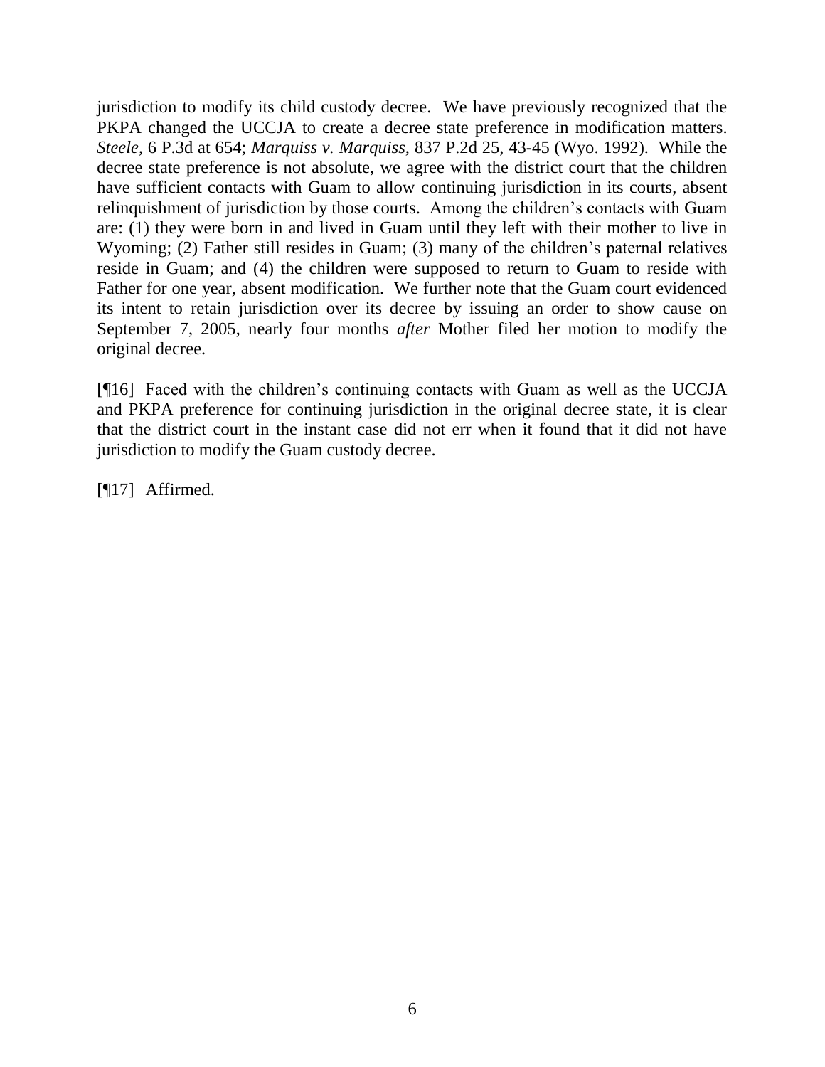jurisdiction to modify its child custody decree. We have previously recognized that the PKPA changed the UCCJA to create a decree state preference in modification matters. *Steele*, 6 P.3d at 654; *Marquiss v. Marquiss*, 837 P.2d 25, 43-45 (Wyo. 1992). While the decree state preference is not absolute, we agree with the district court that the children have sufficient contacts with Guam to allow continuing jurisdiction in its courts, absent relinquishment of jurisdiction by those courts. Among the children's contacts with Guam are: (1) they were born in and lived in Guam until they left with their mother to live in Wyoming; (2) Father still resides in Guam; (3) many of the children's paternal relatives reside in Guam; and (4) the children were supposed to return to Guam to reside with Father for one year, absent modification. We further note that the Guam court evidenced its intent to retain jurisdiction over its decree by issuing an order to show cause on September 7, 2005, nearly four months *after* Mother filed her motion to modify the original decree.

[¶16] Faced with the children's continuing contacts with Guam as well as the UCCJA and PKPA preference for continuing jurisdiction in the original decree state, it is clear that the district court in the instant case did not err when it found that it did not have jurisdiction to modify the Guam custody decree.

[¶17] Affirmed.